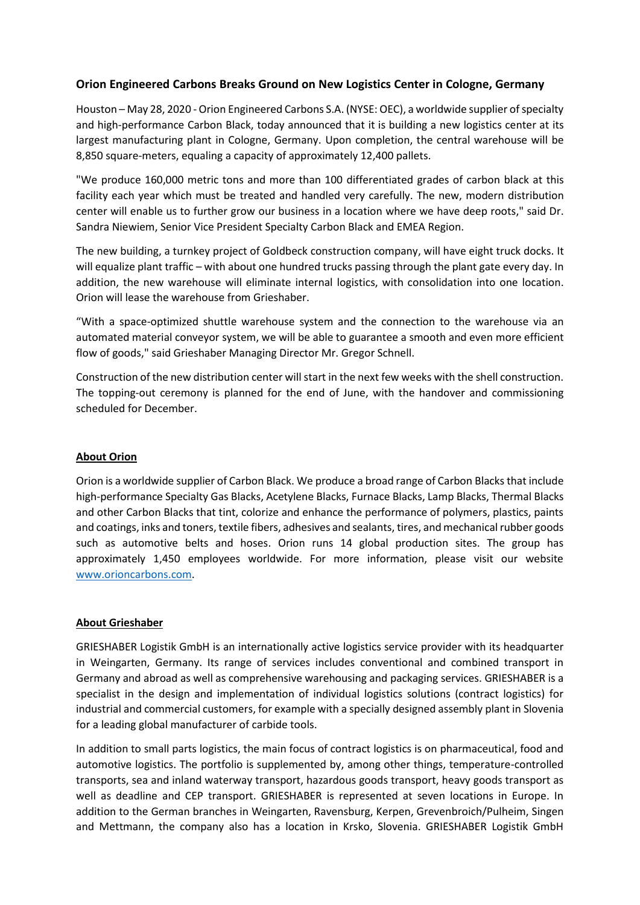## Orion Engineered Carbons Breaks Ground on New Logistics Center in Cologne, Germany

Houston – May 28, 2020 - Orion Engineered Carbons S.A. (NYSE: OEC), a worldwide supplier of specialty and high-performance Carbon Black, today announced that it is building a new logistics center at its largest manufacturing plant in Cologne, Germany. Upon completion, the central warehouse will be 8,850 square-meters, equaling a capacity of approximately 12,400 pallets.

"We produce 160,000 metric tons and more than 100 differentiated grades of carbon black at this facility each year which must be treated and handled very carefully. The new, modern distribution center will enable us to further grow our business in a location where we have deep roots," said Dr. Sandra Niewiem, Senior Vice President Specialty Carbon Black and EMEA Region.

The new building, a turnkey project of Goldbeck construction company, will have eight truck docks. It will equalize plant traffic – with about one hundred trucks passing through the plant gate every day. In addition, the new warehouse will eliminate internal logistics, with consolidation into one location. Orion will lease the warehouse from Grieshaber.

"With a space-optimized shuttle warehouse system and the connection to the warehouse via an automated material conveyor system, we will be able to guarantee a smooth and even more efficient flow of goods," said Grieshaber Managing Director Mr. Gregor Schnell.

Construction of the new distribution center will start in the next few weeks with the shell construction. The topping-out ceremony is planned for the end of June, with the handover and commissioning scheduled for December.

### About Orion

Orion is a worldwide supplier of Carbon Black. We produce a broad range of Carbon Blacks that include high-performance Specialty Gas Blacks, Acetylene Blacks, Furnace Blacks, Lamp Blacks, Thermal Blacks and other Carbon Blacks that tint, colorize and enhance the performance of polymers, plastics, paints and coatings, inks and toners, textile fibers, adhesives and sealants, tires, and mechanical rubber goods such as automotive belts and hoses. Orion runs 14 global production sites. The group has approximately 1,450 employees worldwide. For more information, please visit our website www.orioncarbons.com.

### About Grieshaber

GRIESHABER Logistik GmbH is an internationally active logistics service provider with its headquarter in Weingarten, Germany. Its range of services includes conventional and combined transport in Germany and abroad as well as comprehensive warehousing and packaging services. GRIESHABER is a specialist in the design and implementation of individual logistics solutions (contract logistics) for industrial and commercial customers, for example with a specially designed assembly plant in Slovenia for a leading global manufacturer of carbide tools.

In addition to small parts logistics, the main focus of contract logistics is on pharmaceutical, food and automotive logistics. The portfolio is supplemented by, among other things, temperature-controlled transports, sea and inland waterway transport, hazardous goods transport, heavy goods transport as well as deadline and CEP transport. GRIESHABER is represented at seven locations in Europe. In addition to the German branches in Weingarten, Ravensburg, Kerpen, Grevenbroich/Pulheim, Singen and Mettmann, the company also has a location in Krsko, Slovenia. GRIESHABER Logistik GmbH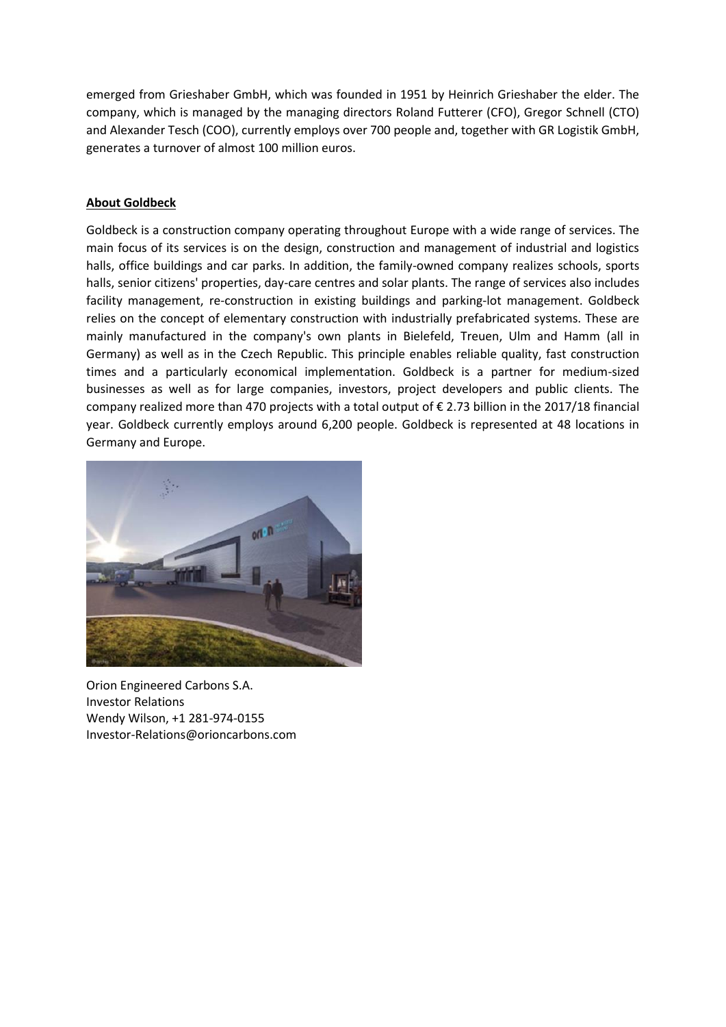emerged from Grieshaber GmbH, which was founded in 1951 by Heinrich Grieshaber the elder. The company, which is managed by the managing directors Roland Futterer (CFO), Gregor Schnell (CTO) and Alexander Tesch (COO), currently employs over 700 people and, together with GR Logistik GmbH, generates a turnover of almost 100 million euros.

**About Goldbeck**

Goldbeck is a construction company operating throughout Europe with a wide range of services. The main focus of its services is on the design, construction and management of industrial and logistics halls, office buildings and car parks. In addition, the family-owned company realizes schools, sports halls, senior citizens' properties, day-care centres and solar plants. The range of services also includes facility management, re-construction in existing buildings and parking-lot management. Goldbeck relies on the concept of elementary construction with industrially prefabricated systems. These are mainly manufactured in the company's own plants in Bielefeld, Treuen, Ulm and Hamm (all in Germany) as well as in the Czech Republic. This principle enables reliable quality, fast construction times and a particularly economical implementation. Goldbeck is a partner for medium-sized businesses as well as for large companies, investors, project developers and public clients. The company realized more than 470 projects with a total output of € 2.73 billion in the 2017/18 financial year. Goldbeck currently employs around 6,200 people. Goldbeck is represented at 48 locations in Germany and Europe.

Orion Engineered Carbons S.A.
Investor Relations
Wendy Wilson, +1 281-974-0155
Investor-Relations@orioncarbons.com